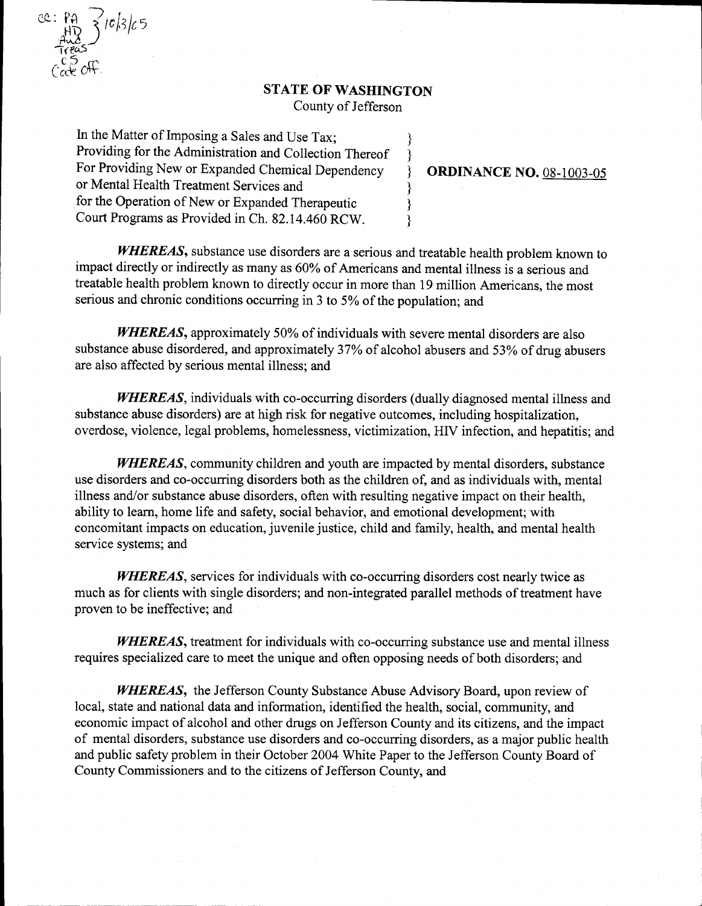cc: PA
HD
Aud
Treas
CS
Code off.
10/3/05

## STATE OF WASHINGTON

County of Jefferson

In the Matter of Imposing a Sales and Use Tax; Providing for the Administration and Collection Thereof For Providing New or Expanded Chemical Dependency or Mental Health Treatment Services and for the Operation of New or Expanded Therapeutic Court Programs as Provided in Ch. 82.14.460 RCW.

**ORDINANCE NO.** 08-1003-05

***WHEREAS,*** substance use disorders are a serious and treatable health problem known to impact directly or indirectly as many as 60% of Americans and mental illness is a serious and treatable health problem known to directly occur in more than 19 million Americans, the most serious and chronic conditions occurring in 3 to 5% of the population; and

***WHEREAS,*** approximately 50% of individuals with severe mental disorders are also substance abuse disordered, and approximately 37% of alcohol abusers and 53% of drug abusers are also affected by serious mental illness; and

***WHEREAS***, individuals with co-occurring disorders (dually diagnosed mental illness and substance abuse disorders) are at high risk for negative outcomes, including hospitalization, overdose, violence, legal problems, homelessness, victimization, HIV infection, and hepatitis; and

***WHEREAS***, community children and youth are impacted by mental disorders, substance use disorders and co-occurring disorders both as the children of, and as individuals with, mental illness and/or substance abuse disorders, often with resulting negative impact on their health, ability to learn, home life and safety, social behavior, and emotional development; with concomitant impacts on education, juvenile justice, child and family, health, and mental health service systems; and

***WHEREAS***, services for individuals with co-occurring disorders cost nearly twice as much as for clients with single disorders; and non-integrated parallel methods of treatment have proven to be ineffective; and

***WHEREAS***, treatment for individuals with co-occurring substance use and mental illness requires specialized care to meet the unique and often opposing needs of both disorders; and

***WHEREAS,*** the Jefferson County Substance Abuse Advisory Board, upon review of local, state and national data and information, identified the health, social, community, and economic impact of alcohol and other drugs on Jefferson County and its citizens, and the impact of mental disorders, substance use disorders and co-occurring disorders, as a major public health and public safety problem in their October 2004 White Paper to the Jefferson County Board of County Commissioners and to the citizens of Jefferson County, and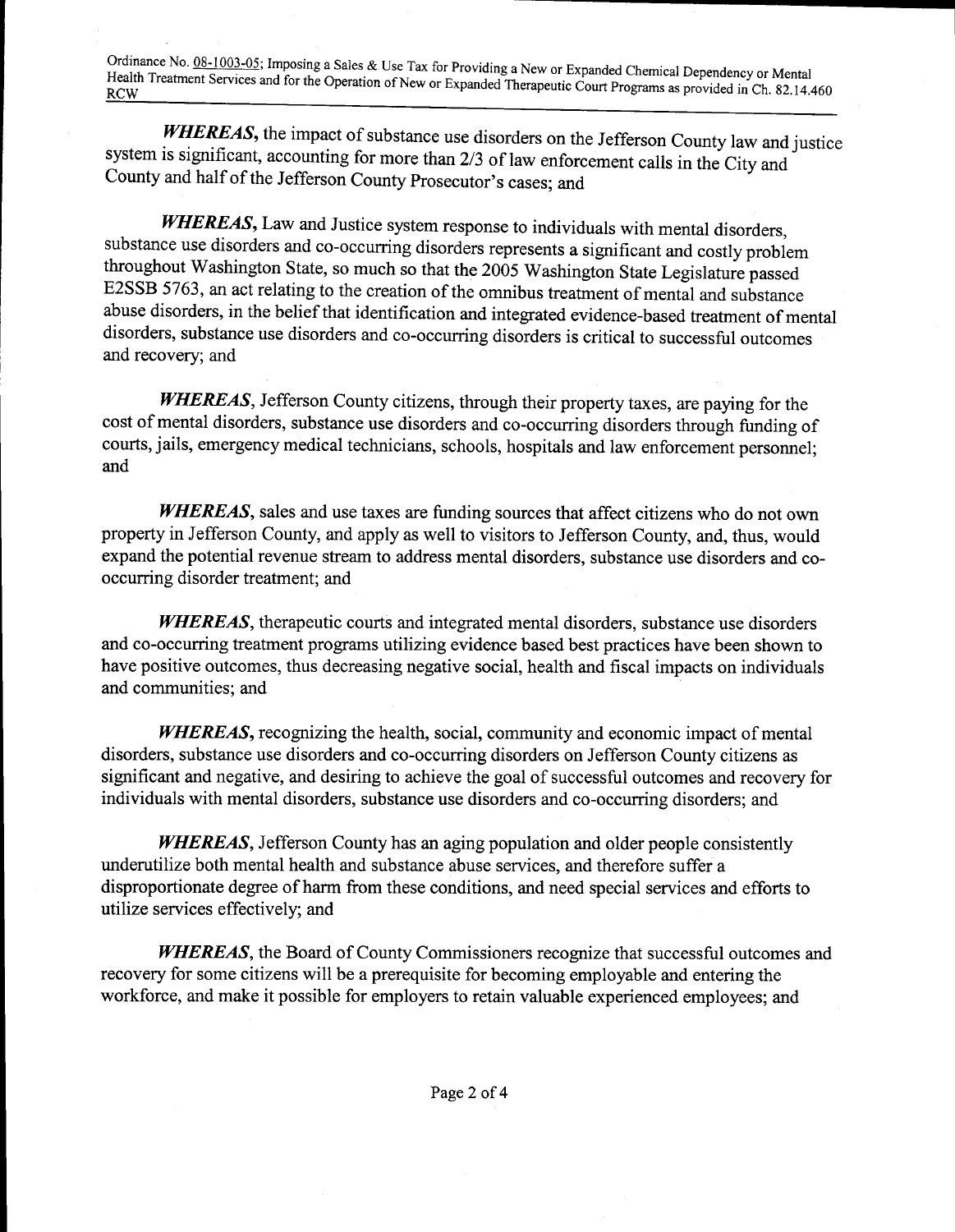***WHEREAS,*** the impact of substance use disorders on the Jefferson County law and justice system is significant, accounting for more than 2/3 of law enforcement calls in the City and County and half of the Jefferson County Prosecutor's cases; and

***WHEREAS,*** Law and Justice system response to individuals with mental disorders, substance use disorders and co-occurring disorders represents a significant and costly problem throughout Washington State, so much so that the 2005 Washington State Legislature passed E2SSB 5763, an act relating to the creation of the omnibus treatment of mental and substance abuse disorders, in the belief that identification and integrated evidence-based treatment of mental disorders, substance use disorders and co-occurring disorders is critical to successful outcomes and recovery; and

***WHEREAS***, Jefferson County citizens, through their property taxes, are paying for the cost of mental disorders, substance use disorders and co-occurring disorders through funding of courts, jails, emergency medical technicians, schools, hospitals and law enforcement personnel; and

***WHEREAS***, sales and use taxes are funding sources that affect citizens who do not own property in Jefferson County, and apply as well to visitors to Jefferson County, and, thus, would expand the potential revenue stream to address mental disorders, substance use disorders and co-occurring disorder treatment; and

***WHEREAS***, therapeutic courts and integrated mental disorders, substance use disorders and co-occurring treatment programs utilizing evidence based best practices have been shown to have positive outcomes, thus decreasing negative social, health and fiscal impacts on individuals and communities; and

***WHEREAS,*** recognizing the health, social, community and economic impact of mental disorders, substance use disorders and co-occurring disorders on Jefferson County citizens as significant and negative, and desiring to achieve the goal of successful outcomes and recovery for individuals with mental disorders, substance use disorders and co-occurring disorders; and

***WHEREAS,*** Jefferson County has an aging population and older people consistently underutilize both mental health and substance abuse services, and therefore suffer a disproportionate degree of harm from these conditions, and need special services and efforts to utilize services effectively; and

***WHEREAS,*** the Board of County Commissioners recognize that successful outcomes and recovery for some citizens will be a prerequisite for becoming employable and entering the workforce, and make it possible for employers to retain valuable experienced employees; and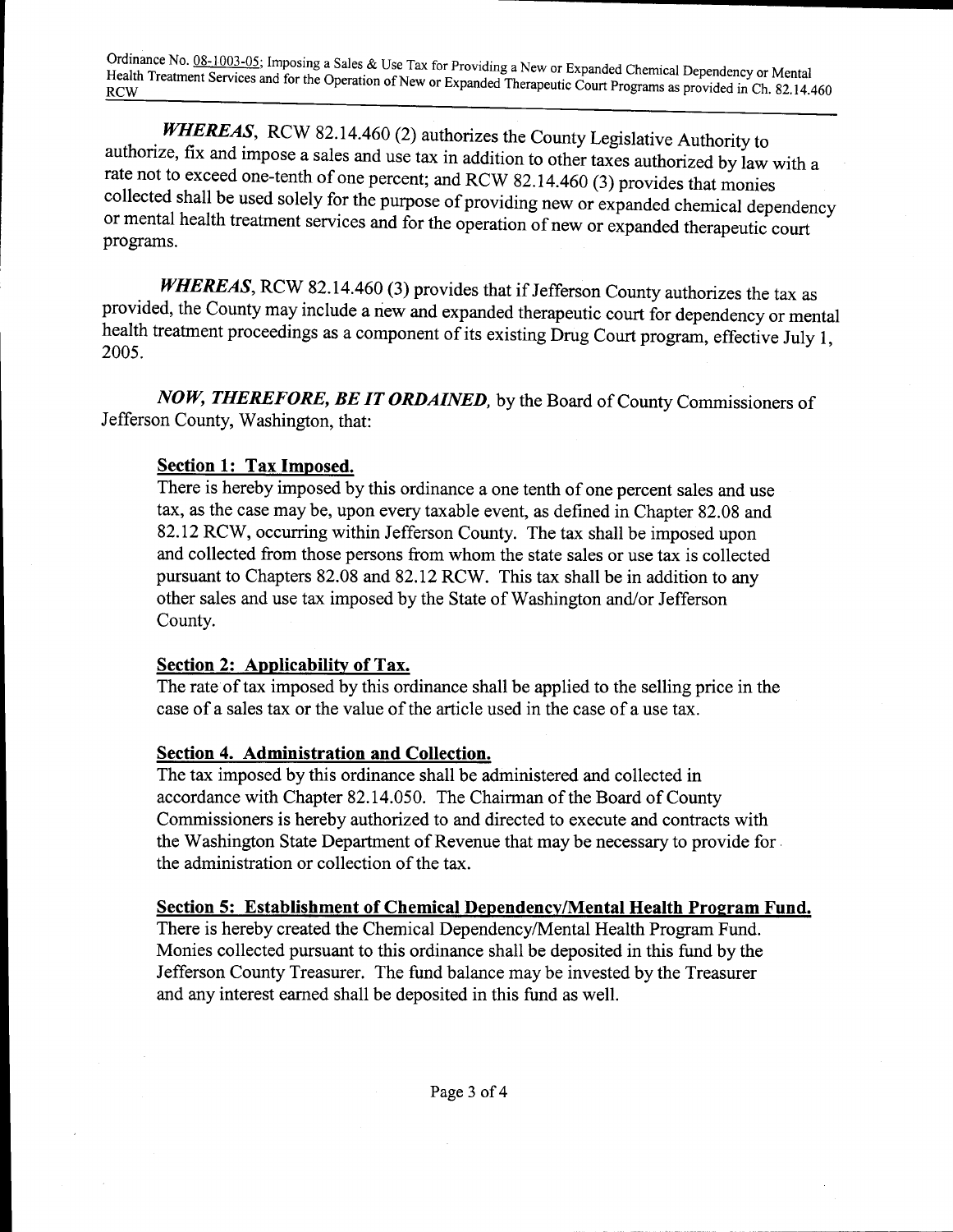*WHEREAS*, RCW 82.14.460 (2) authorizes the County Legislative Authority to authorize, fix and impose a sales and use tax in addition to other taxes authorized by law with a rate not to exceed one-tenth of one percent; and RCW 82.14.460 (3) provides that monies collected shall be used solely for the purpose of providing new or expanded chemical dependency or mental health treatment services and for the operation of new or expanded therapeutic court programs.

*WHEREAS*, RCW 82.14.460 (3) provides that if Jefferson County authorizes the tax as provided, the County may include a new and expanded therapeutic court for dependency or mental health treatment proceedings as a component of its existing Drug Court program, effective July 1, 2005.

***NOW, THEREFORE, BE IT ORDAINED***, by the Board of County Commissioners of Jefferson County, Washington, that:

**Section 1: Tax Imposed.**

There is hereby imposed by this ordinance a one tenth of one percent sales and use tax, as the case may be, upon every taxable event, as defined in Chapter 82.08 and 82.12 RCW, occurring within Jefferson County. The tax shall be imposed upon and collected from those persons from whom the state sales or use tax is collected pursuant to Chapters 82.08 and 82.12 RCW. This tax shall be in addition to any other sales and use tax imposed by the State of Washington and/or Jefferson County.

**Section 2: Applicability of Tax.**

The rate of tax imposed by this ordinance shall be applied to the selling price in the case of a sales tax or the value of the article used in the case of a use tax.

**Section 4. Administration and Collection.**

The tax imposed by this ordinance shall be administered and collected in accordance with Chapter 82.14.050. The Chairman of the Board of County Commissioners is hereby authorized to and directed to execute and contracts with the Washington State Department of Revenue that may be necessary to provide for the administration or collection of the tax.

**Section 5: Establishment of Chemical Dependency/Mental Health Program Fund.**

There is hereby created the Chemical Dependency/Mental Health Program Fund. Monies collected pursuant to this ordinance shall be deposited in this fund by the Jefferson County Treasurer. The fund balance may be invested by the Treasurer and any interest earned shall be deposited in this fund as well.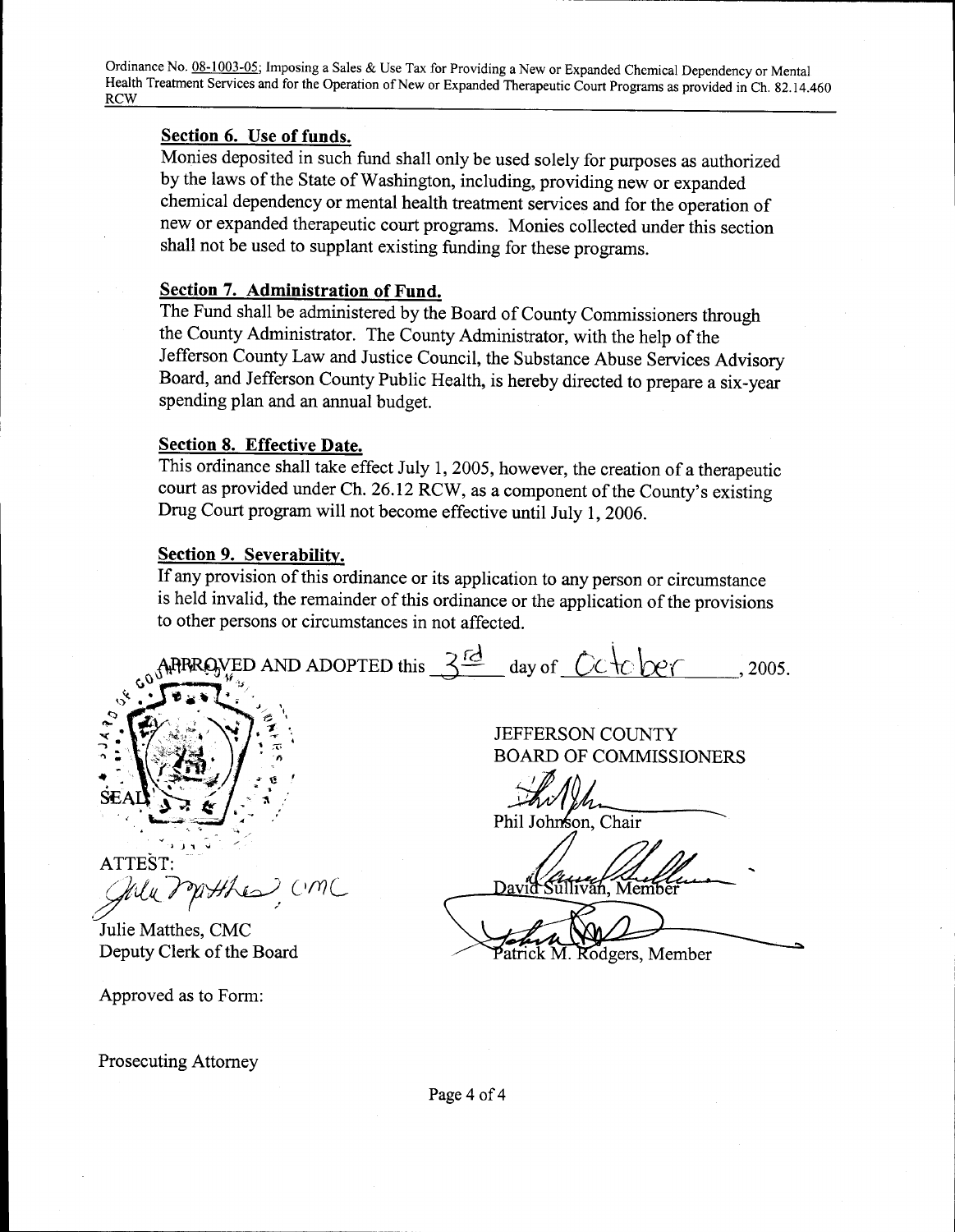Ordinance No. 08-1003-05; Imposing a Sales & Use Tax for Providing a New or Expanded Chemical Dependency or Mental Health Treatment Services and for the Operation of New or Expanded Therapeutic Court Programs as provided in Ch. 82.14.460 RCW

**Section 6. Use of funds.**

Monies deposited in such fund shall only be used solely for purposes as authorized by the laws of the State of Washington, including, providing new or expanded chemical dependency or mental health treatment services and for the operation of new or expanded therapeutic court programs. Monies collected under this section shall not be used to supplant existing funding for these programs.

**Section 7. Administration of Fund.**

The Fund shall be administered by the Board of County Commissioners through the County Administrator. The County Administrator, with the help of the Jefferson County Law and Justice Council, the Substance Abuse Services Advisory Board, and Jefferson County Public Health, is hereby directed to prepare a six-year spending plan and an annual budget.

**Section 8. Effective Date.**

This ordinance shall take effect July 1, 2005, however, the creation of a therapeutic court as provided under Ch. 26.12 RCW, as a component of the County's existing Drug Court program will not become effective until July 1, 2006.

**Section 9. Severability.**

If any provision of this ordinance or its application to any person or circumstance is held invalid, the remainder of this ordinance or the application of the provisions to other persons or circumstances in not affected.

APPROVED AND ADOPTED this 3rd day of October, 2005.

SEAL

JEFFERSON COUNTY
BOARD OF COMMISSIONERS

Phil Johnson, Chair

David Sullivan, Member

Patrick M. Rodgers, Member

ATTEST:

Julie Matthes, CMC
Deputy Clerk of the Board

Approved as to Form:

Prosecuting Attorney